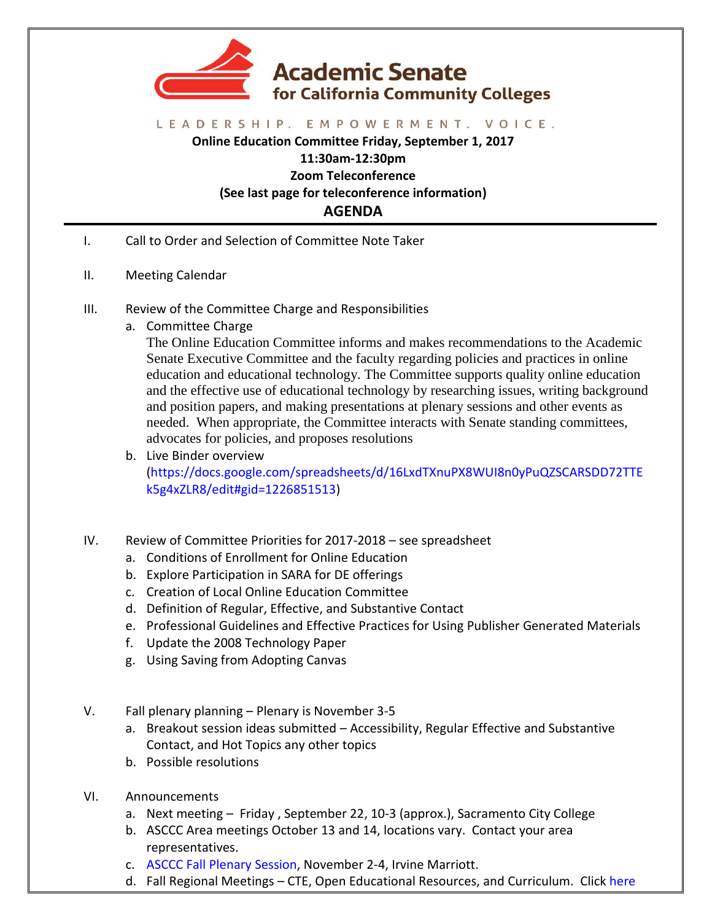# Academic Senate for California Community Colleges

LEADERSHIP. EMPOWERMENT. VOICE.

**Online Education Committee Friday, September 1, 2017**

**11:30am-12:30pm**

**Zoom Teleconference**

**(See last page for teleconference information)**

## AGENDA

I. Call to Order and Selection of Committee Note Taker

II. Meeting Calendar

III. Review of the Committee Charge and Responsibilities

   a. Committee Charge
      The Online Education Committee informs and makes recommendations to the Academic Senate Executive Committee and the faculty regarding policies and practices in online education and educational technology. The Committee supports quality online education and the effective use of educational technology by researching issues, writing background and position papers, and making presentations at plenary sessions and other events as needed. When appropriate, the Committee interacts with Senate standing committees, advocates for policies, and proposes resolutions

   b. Live Binder overview (https://docs.google.com/spreadsheets/d/16LxdTXnuPX8WUI8n0yPuQZSCARSDD72TTEk5g4xZLR8/edit#gid=1226851513)

IV. Review of Committee Priorities for 2017-2018 – see spreadsheet

   a. Conditions of Enrollment for Online Education
   b. Explore Participation in SARA for DE offerings
   c. Creation of Local Online Education Committee
   d. Definition of Regular, Effective, and Substantive Contact
   e. Professional Guidelines and Effective Practices for Using Publisher Generated Materials
   f. Update the 2008 Technology Paper
   g. Using Saving from Adopting Canvas

V. Fall plenary planning – Plenary is November 3-5

   a. Breakout session ideas submitted – Accessibility, Regular Effective and Substantive Contact, and Hot Topics any other topics
   b. Possible resolutions

VI. Announcements

   a. Next meeting – Friday , September 22, 10-3 (approx.), Sacramento City College
   b. ASCCC Area meetings October 13 and 14, locations vary. Contact your area representatives.
   c. ASCCC Fall Plenary Session, November 2-4, Irvine Marriott.
   d. Fall Regional Meetings – CTE, Open Educational Resources, and Curriculum. Click here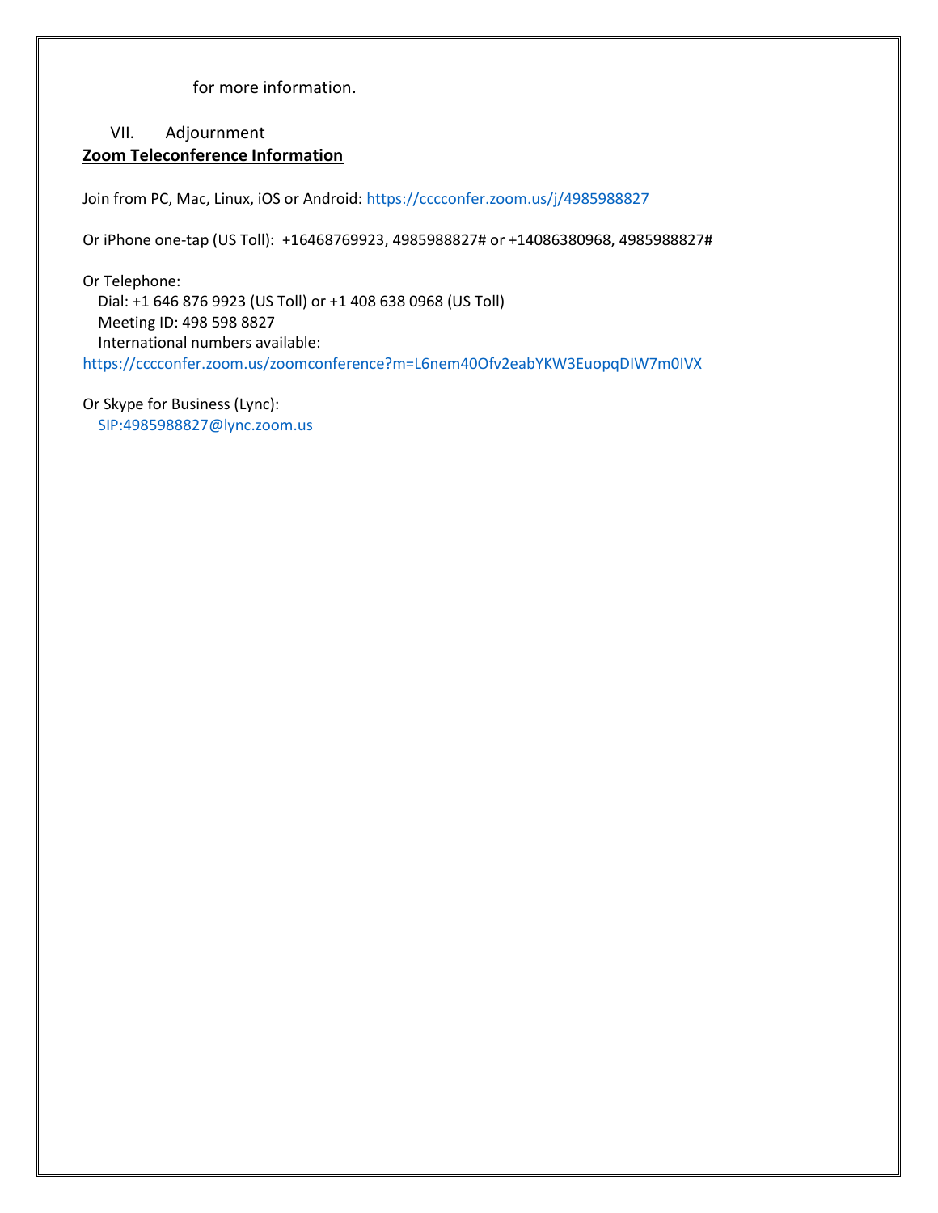for more information.

VII. Adjournment

**Zoom Teleconference Information**

Join from PC, Mac, Linux, iOS or Android: https://cccconfer.zoom.us/j/4985988827

Or iPhone one-tap (US Toll): +16468769923, 4985988827# or +14086380968, 4985988827#

Or Telephone:
Dial: +1 646 876 9923 (US Toll) or +1 408 638 0968 (US Toll)
Meeting ID: 498 598 8827
International numbers available:
https://cccconfer.zoom.us/zoomconference?m=L6nem40Ofv2eabYKW3EuopqDIW7m0IVX

Or Skype for Business (Lync):
SIP:4985988827@lync.zoom.us